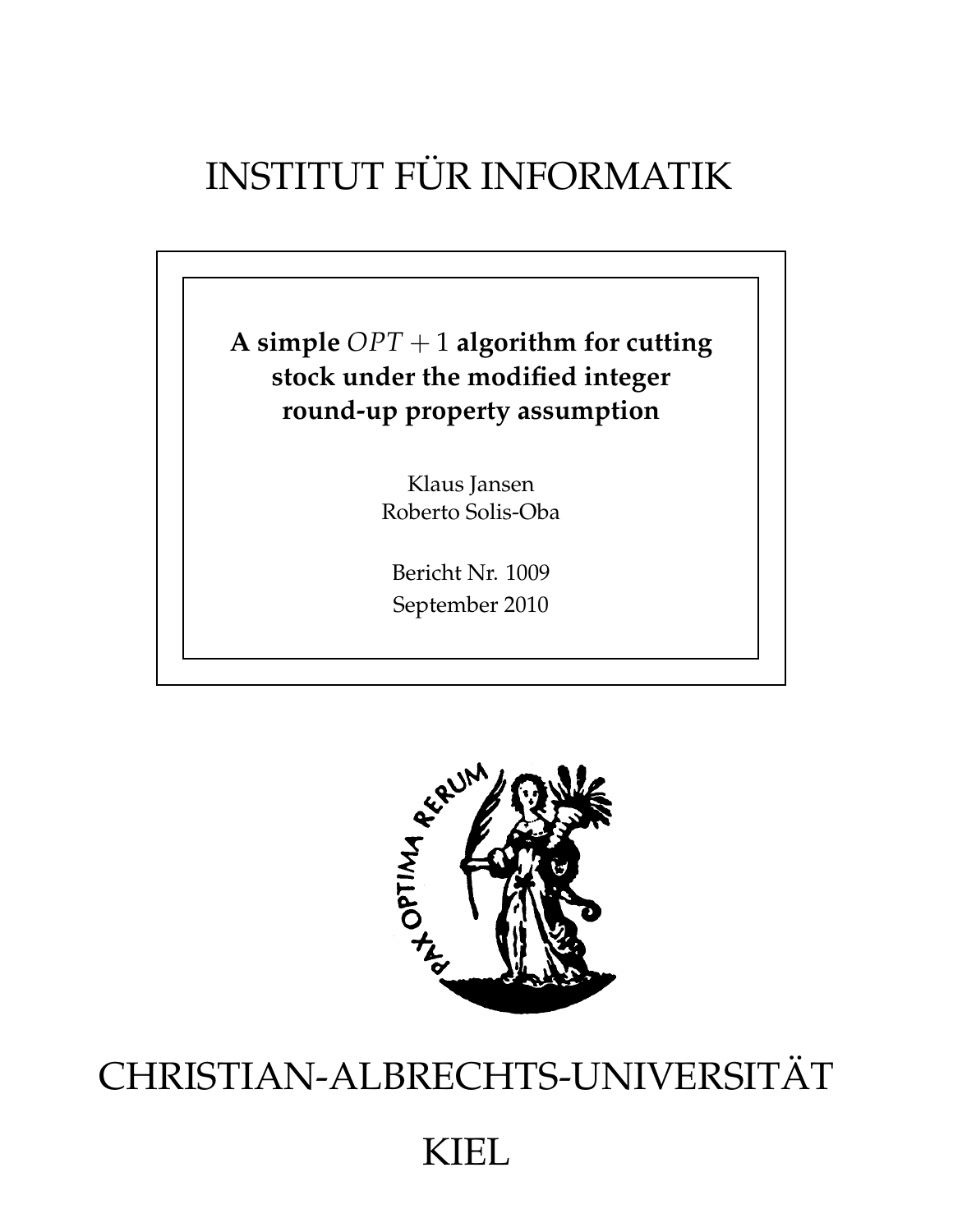# INSTITUT FÜR INFORMATIK

**A simple $OPT + 1$ algorithm for cutting stock under the modified integer round-up property assumption**

Klaus Jansen
Roberto Solis-Oba

Bericht Nr. 1009
September 2010

PAX OPTIMA RERUM

# CHRISTIAN-ALBRECHTS-UNIVERSITÄT

# KIEL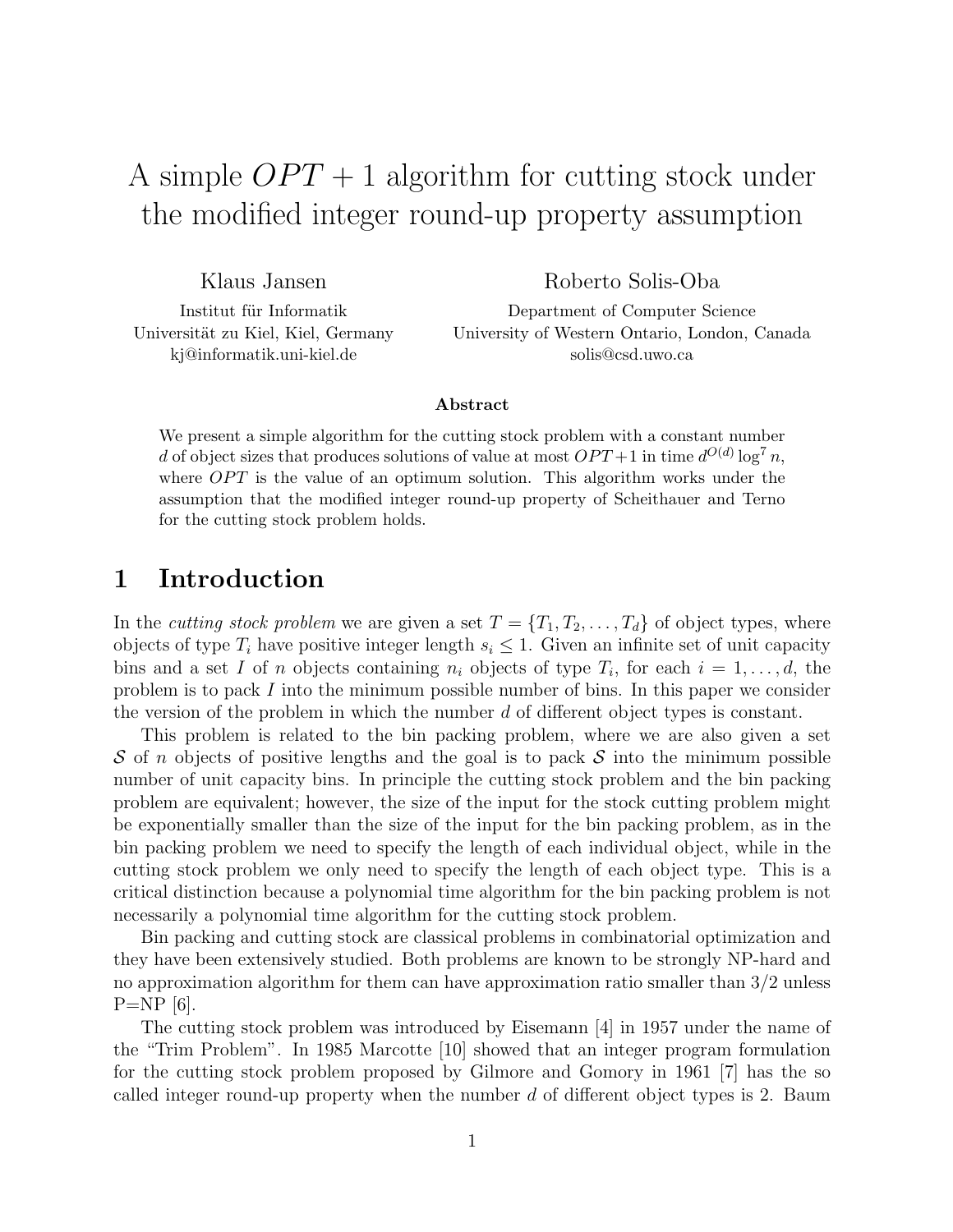# A simple $OPT + 1$ algorithm for cutting stock under the modified integer round-up property assumption

Klaus Jansen
Institut für Informatik
Universität zu Kiel, Kiel, Germany
kj@informatik.uni-kiel.de

Roberto Solis-Oba
Department of Computer Science
University of Western Ontario, London, Canada
solis@csd.uwo.ca

**Abstract**

We present a simple algorithm for the cutting stock problem with a constant number $d$ of object sizes that produces solutions of value at most $OPT+1$ in time $d^{O(d)} \log^7 n$, where $OPT$ is the value of an optimum solution. This algorithm works under the assumption that the modified integer round-up property of Scheithauer and Terno for the cutting stock problem holds.

## 1 Introduction

In the *cutting stock problem* we are given a set $T = \{T_1, T_2, \ldots, T_d\}$ of object types, where objects of type $T_i$ have positive integer length $s_i \leq 1$. Given an infinite set of unit capacity bins and a set $I$ of $n$ objects containing $n_i$ objects of type $T_i$, for each $i = 1, \ldots, d$, the problem is to pack $I$ into the minimum possible number of bins. In this paper we consider the version of the problem in which the number $d$ of different object types is constant.

This problem is related to the bin packing problem, where we are also given a set $\mathcal{S}$ of $n$ objects of positive lengths and the goal is to pack $\mathcal{S}$ into the minimum possible number of unit capacity bins. In principle the cutting stock problem and the bin packing problem are equivalent; however, the size of the input for the stock cutting problem might be exponentially smaller than the size of the input for the bin packing problem, as in the bin packing problem we need to specify the length of each individual object, while in the cutting stock problem we only need to specify the length of each object type. This is a critical distinction because a polynomial time algorithm for the bin packing problem is not necessarily a polynomial time algorithm for the cutting stock problem.

Bin packing and cutting stock are classical problems in combinatorial optimization and they have been extensively studied. Both problems are known to be strongly NP-hard and no approximation algorithm for them can have approximation ratio smaller than 3/2 unless P=NP [6].

The cutting stock problem was introduced by Eisemann [4] in 1957 under the name of the "Trim Problem". In 1985 Marcotte [10] showed that an integer program formulation for the cutting stock problem proposed by Gilmore and Gomory in 1961 [7] has the so called integer round-up property when the number $d$ of different object types is 2. Baum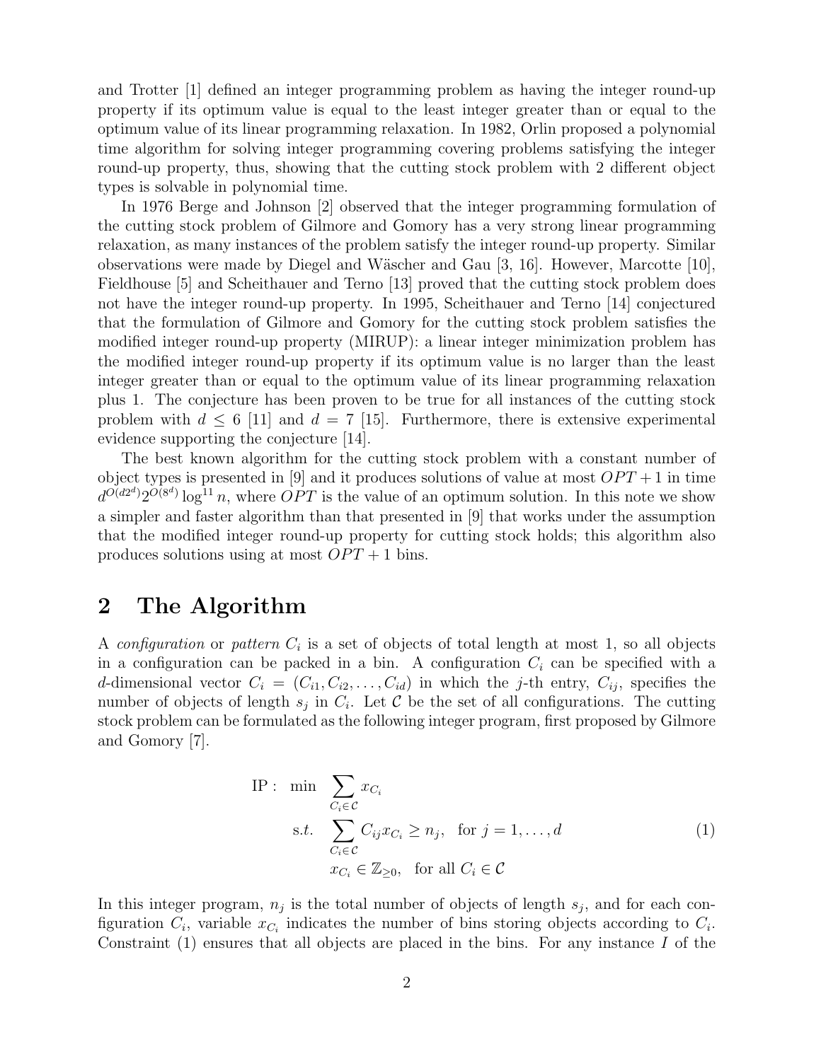and Trotter [1] defined an integer programming problem as having the integer round-up property if its optimum value is equal to the least integer greater than or equal to the optimum value of its linear programming relaxation. In 1982, Orlin proposed a polynomial time algorithm for solving integer programming covering problems satisfying the integer round-up property, thus, showing that the cutting stock problem with 2 different object types is solvable in polynomial time.

In 1976 Berge and Johnson [2] observed that the integer programming formulation of the cutting stock problem of Gilmore and Gomory has a very strong linear programming relaxation, as many instances of the problem satisfy the integer round-up property. Similar observations were made by Diegel and Wäscher and Gau [3, 16]. However, Marcotte [10], Fieldhouse [5] and Scheithauer and Terno [13] proved that the cutting stock problem does not have the integer round-up property. In 1995, Scheithauer and Terno [14] conjectured that the formulation of Gilmore and Gomory for the cutting stock problem satisfies the modified integer round-up property (MIRUP): a linear integer minimization problem has the modified integer round-up property if its optimum value is no larger than the least integer greater than or equal to the optimum value of its linear programming relaxation plus 1. The conjecture has been proven to be true for all instances of the cutting stock problem with $d \leq 6$ [11] and $d = 7$ [15]. Furthermore, there is extensive experimental evidence supporting the conjecture [14].

The best known algorithm for the cutting stock problem with a constant number of object types is presented in [9] and it produces solutions of value at most $OPT + 1$ in time $d^{O(d2^d)} 2^{O(8^d)} \log^{11} n$, where $OPT$ is the value of an optimum solution. In this note we show a simpler and faster algorithm than that presented in [9] that works under the assumption that the modified integer round-up property for cutting stock holds; this algorithm also produces solutions using at most $OPT + 1$ bins.

## 2 The Algorithm

A *configuration* or *pattern* $C_i$ is a set of objects of total length at most 1, so all objects in a configuration can be packed in a bin. A configuration $C_i$ can be specified with a $d$-dimensional vector $C_i = (C_{i1}, C_{i2}, \ldots, C_{id})$ in which the $j$-th entry, $C_{ij}$, specifies the number of objects of length $s_j$ in $C_i$. Let $\mathcal{C}$ be the set of all configurations. The cutting stock problem can be formulated as the following integer program, first proposed by Gilmore and Gomory [7].

$$
\begin{aligned}
\text{IP}: \quad \min \quad & \sum_{C_i \in \mathcal{C}} x_{C_i} \\
\text{s.}t. \quad & \sum_{C_i \in \mathcal{C}} C_{ij} x_{C_i} \geq n_j, \quad \text{for } j = 1, \ldots, d \qquad (1) \\
& x_{C_i} \in \mathbb{Z}_{\geq 0}, \quad \text{for all } C_i \in \mathcal{C}
\end{aligned}
$$

In this integer program, $n_j$ is the total number of objects of length $s_j$, and for each configuration $C_i$, variable $x_{C_i}$ indicates the number of bins storing objects according to $C_i$. Constraint (1) ensures that all objects are placed in the bins. For any instance $I$ of the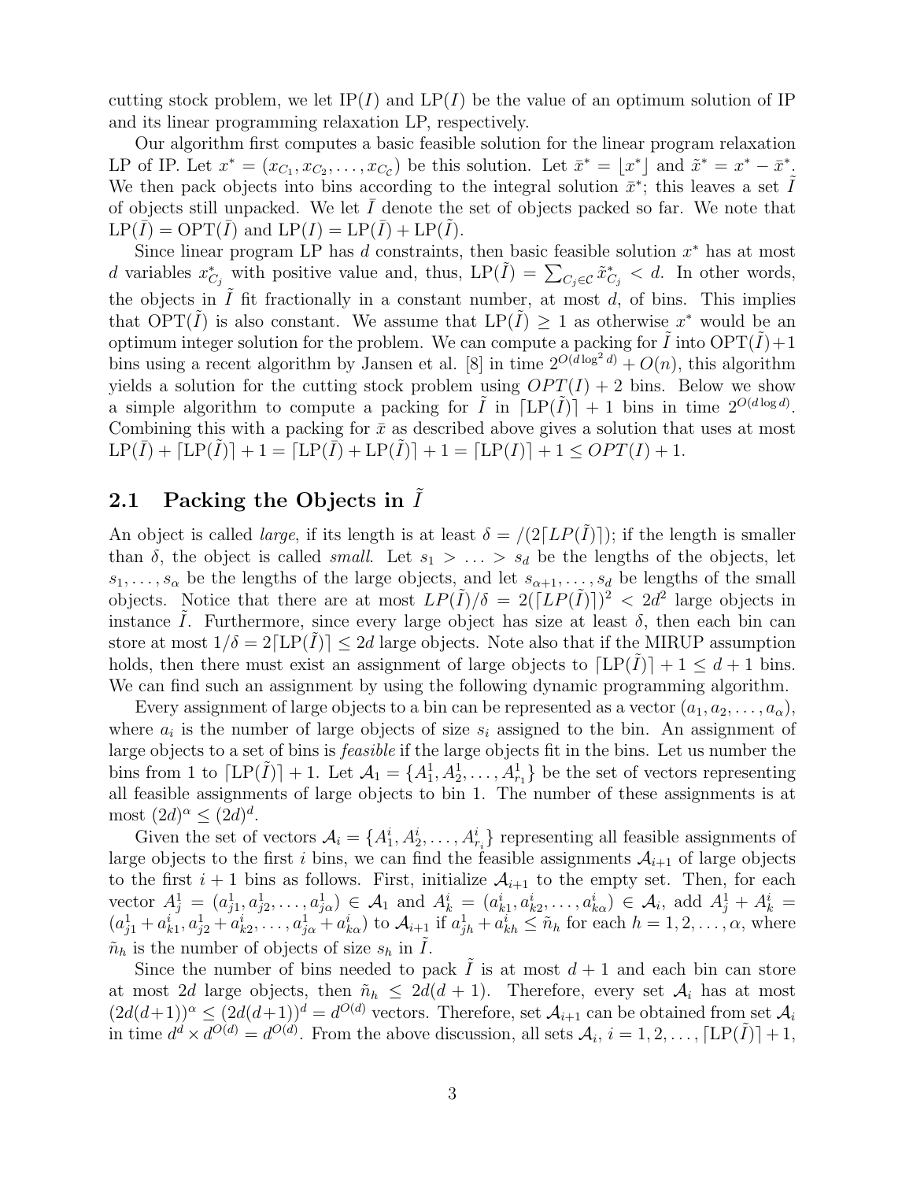cutting stock problem, we let $\mathrm{IP}(I)$ and $\mathrm{LP}(I)$ be the value of an optimum solution of IP and its linear programming relaxation LP, respectively.

Our algorithm first computes a basic feasible solution for the linear program relaxation LP of IP. Let $x^* = (x_{C_1}, x_{C_2}, \ldots, x_{C_{\mathcal{C}}})$ be this solution. Let $\bar{x}^* = \lfloor x^* \rfloor$ and $\tilde{x}^* = x^* - \bar{x}^*$. We then pack objects into bins according to the integral solution $\bar{x}^*$; this leaves a set $\tilde{I}$ of objects still unpacked. We let $\bar{I}$ denote the set of objects packed so far. We note that $\mathrm{LP}(\bar{I}) = \mathrm{OPT}(\bar{I})$ and $\mathrm{LP}(I) = \mathrm{LP}(\bar{I}) + \mathrm{LP}(\tilde{I})$.

Since linear program LP has $d$ constraints, then basic feasible solution $x^*$ has at most $d$ variables $x^*_{C_j}$ with positive value and, thus, $\mathrm{LP}(\tilde{I}) = \sum_{C_j \in \mathcal{C}} \tilde{x}^*_{C_j} < d$. In other words, the objects in $\tilde{I}$ fit fractionally in a constant number, at most $d$, of bins. This implies that $\mathrm{OPT}(\tilde{I})$ is also constant. We assume that $\mathrm{LP}(\tilde{I}) \geq 1$ as otherwise $x^*$ would be an optimum integer solution for the problem. We can compute a packing for $\tilde{I}$ into $\mathrm{OPT}(\tilde{I})+1$ bins using a recent algorithm by Jansen et al. [8] in time $2^{O(d \log^2 d)} + O(n)$, this algorithm yields a solution for the cutting stock problem using $OPT(I) + 2$ bins. Below we show a simple algorithm to compute a packing for $\tilde{I}$ in $\lceil \mathrm{LP}(\tilde{I}) \rceil + 1$ bins in time $2^{O(d \log d)}$. Combining this with a packing for $\bar{x}$ as described above gives a solution that uses at most $\mathrm{LP}(\bar{I}) + \lceil \mathrm{LP}(\tilde{I}) \rceil + 1 = \lceil \mathrm{LP}(\bar{I}) + \mathrm{LP}(\tilde{I}) \rceil + 1 = \lceil \mathrm{LP}(I) \rceil + 1 \leq OPT(I) + 1$.

## 2.1 Packing the Objects in $\tilde{I}$

An object is called *large*, if its length is at least $\delta = /(2\lceil LP(\tilde{I}) \rceil)$; if the length is smaller than $\delta$, the object is called *small*. Let $s_1 > \ldots > s_d$ be the lengths of the objects, let $s_1, \ldots, s_\alpha$ be the lengths of the large objects, and let $s_{\alpha+1}, \ldots, s_d$ be lengths of the small objects. Notice that there are at most $LP(\tilde{I})/\delta = 2(\lceil LP(\tilde{I}) \rceil)^2 < 2d^2$ large objects in instance $\tilde{I}$. Furthermore, since every large object has size at least $\delta$, then each bin can store at most $1/\delta = 2\lceil \mathrm{LP}(\tilde{I}) \rceil \leq 2d$ large objects. Note also that if the MIRUP assumption holds, then there must exist an assignment of large objects to $\lceil \mathrm{LP}(\tilde{I}) \rceil + 1 \leq d + 1$ bins. We can find such an assignment by using the following dynamic programming algorithm.

Every assignment of large objects to a bin can be represented as a vector $(a_1, a_2, \ldots, a_\alpha)$, where $a_i$ is the number of large objects of size $s_i$ assigned to the bin. An assignment of large objects to a set of bins is *feasible* if the large objects fit in the bins. Let us number the bins from 1 to $\lceil \mathrm{LP}(\tilde{I}) \rceil + 1$. Let $\mathcal{A}_1 = \{A^1_1, A^1_2, \ldots, A^1_{r_1}\}$ be the set of vectors representing all feasible assignments of large objects to bin 1. The number of these assignments is at most $(2d)^\alpha \leq (2d)^d$.

Given the set of vectors $\mathcal{A}_i = \{A^i_1, A^i_2, \ldots, A^i_{r_i}\}$ representing all feasible assignments of large objects to the first $i$ bins, we can find the feasible assignments $\mathcal{A}_{i+1}$ of large objects to the first $i+1$ bins as follows. First, initialize $\mathcal{A}_{i+1}$ to the empty set. Then, for each vector $A^1_j = (a^1_{j1}, a^1_{j2}, \ldots, a^1_{j\alpha}) \in \mathcal{A}_1$ and $A^i_k = (a^i_{k1}, a^i_{k2}, \ldots, a^i_{k\alpha}) \in \mathcal{A}_i$, add $A^1_j + A^i_k = (a^1_{j1} + a^i_{k1}, a^1_{j2} + a^i_{k2}, \ldots, a^1_{j\alpha} + a^i_{k\alpha})$ to $\mathcal{A}_{i+1}$ if $a^1_{jh} + a^i_{kh} \leq \tilde{n}_h$ for each $h = 1, 2, \ldots, \alpha$, where $\tilde{n}_h$ is the number of objects of size $s_h$ in $\tilde{I}$.

Since the number of bins needed to pack $\tilde{I}$ is at most $d+1$ and each bin can store at most $2d$ large objects, then $\tilde{n}_h \leq 2d(d+1)$. Therefore, every set $\mathcal{A}_i$ has at most $(2d(d+1))^\alpha \leq (2d(d+1))^d = d^{O(d)}$ vectors. Therefore, set $\mathcal{A}_{i+1}$ can be obtained from set $\mathcal{A}_i$ in time $d^d \times d^{O(d)} = d^{O(d)}$. From the above discussion, all sets $\mathcal{A}_i$, $i = 1, 2, \ldots, \lceil \mathrm{LP}(\tilde{I}) \rceil + 1$,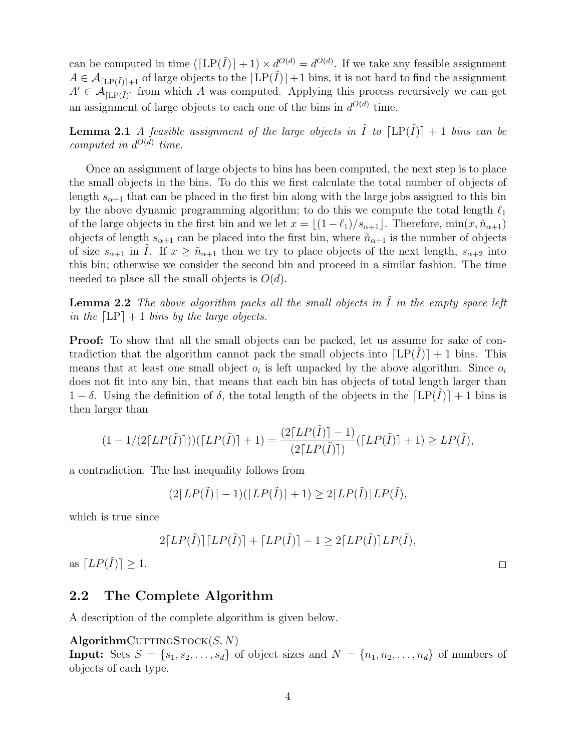can be computed in time $(\lceil \mathrm{LP}(\tilde{I})\rceil + 1) \times d^{O(d)} = d^{O(d)}$. If we take any feasible assignment $A \in \mathcal{A}_{\lceil \mathrm{LP}(\tilde{I})\rceil+1}$ of large objects to the $\lceil \mathrm{LP}(\tilde{I})\rceil + 1$ bins, it is not hard to find the assignment $A' \in \mathcal{A}_{\lceil \mathrm{LP}(\tilde{I})\rceil}$ from which $A$ was computed. Applying this process recursively we can get an assignment of large objects to each one of the bins in $d^{O(d)}$ time.

**Lemma 2.1** *A feasible assignment of the large objects in $\tilde{I}$ to $\lceil \mathrm{LP}(\tilde{I})\rceil + 1$ bins can be computed in $d^{O(d)}$ time.*

Once an assignment of large objects to bins has been computed, the next step is to place the small objects in the bins. To do this we first calculate the total number of objects of length $s_{\alpha+1}$ that can be placed in the first bin along with the large jobs assigned to this bin by the above dynamic programming algorithm; to do this we compute the total length $\ell_1$ of the large objects in the first bin and we let $x = \lfloor (1-\ell_1)/s_{\alpha+1}\rfloor$. Therefore, $\min(x, \tilde{n}_{\alpha+1})$ objects of length $s_{\alpha+1}$ can be placed into the first bin, where $\tilde{n}_{\alpha+1}$ is the number of objects of size $s_{\alpha+1}$ in $\tilde{I}$. If $x \geq \tilde{n}_{\alpha+1}$ then we try to place objects of the next length, $s_{\alpha+2}$ into this bin; otherwise we consider the second bin and proceed in a similar fashion. The time needed to place all the small objects is $O(d)$.

**Lemma 2.2** *The above algorithm packs all the small objects in $\tilde{I}$ in the empty space left in the $\lceil \mathrm{LP}\rceil + 1$ bins by the large objects.*

**Proof:** To show that all the small objects can be packed, let us assume for sake of contradiction that the algorithm cannot pack the small objects into $\lceil \mathrm{LP}(\tilde{I})\rceil + 1$ bins. This means that at least one small object $o_i$ is left unpacked by the above algorithm. Since $o_i$ does not fit into any bin, that means that each bin has objects of total length larger than $1 - \delta$. Using the definition of $\delta$, the total length of the objects in the $\lceil \mathrm{LP}(\tilde{I})\rceil + 1$ bins is then larger than

$$(1 - 1/(2\lceil LP(\tilde{I})\rceil))(\lceil LP(\tilde{I})\rceil + 1) = \frac{(2\lceil LP(\tilde{I})\rceil - 1)}{(2\lceil LP(\tilde{I})\rceil)}(\lceil LP(\tilde{I})\rceil + 1) \geq LP(\tilde{I}),$$

a contradiction. The last inequality follows from

$$(2\lceil LP(\tilde{I})\rceil - 1)(\lceil LP(\tilde{I})\rceil + 1) \geq 2\lceil LP(\tilde{I})\rceil LP(\tilde{I}),$$

which is true since

$$2\lceil LP(\tilde{I})\rceil\lceil LP(\tilde{I})\rceil + \lceil LP(\tilde{I})\rceil - 1 \geq 2\lceil LP(\tilde{I})\rceil LP(\tilde{I}),$$

as $\lceil LP(\tilde{I})\rceil \geq 1$. □

## 2.2 The Complete Algorithm

A description of the complete algorithm is given below.

**Algorithm**CuttingStock$(S, N)$
**Input:** Sets $S = \{s_1, s_2, \ldots, s_d\}$ of object sizes and $N = \{n_1, n_2, \ldots, n_d\}$ of numbers of objects of each type.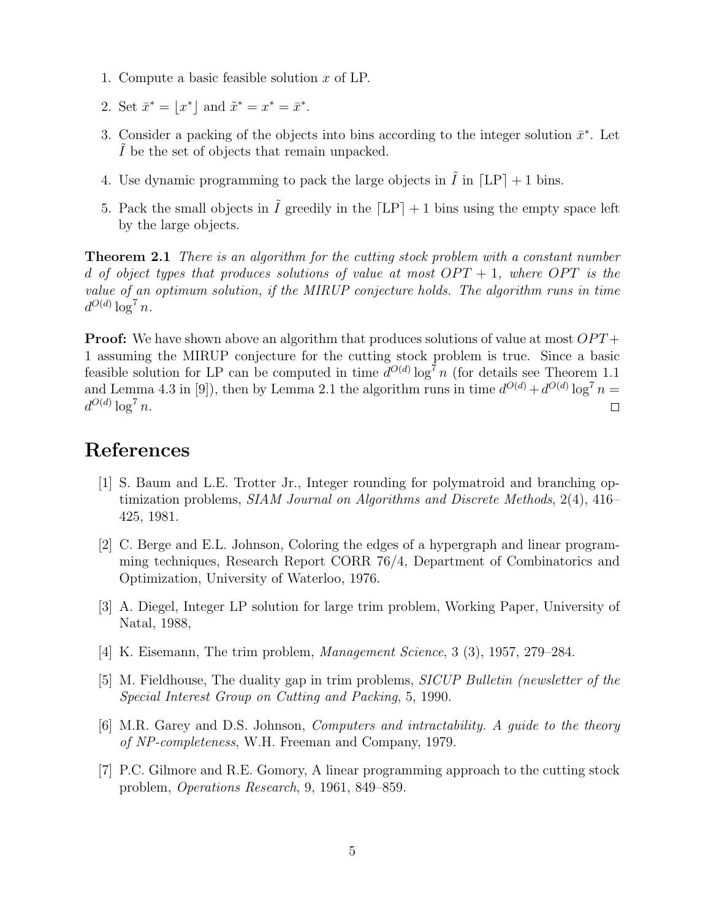1. Compute a basic feasible solution $x$ of LP.
2. Set $\bar{x}^* = \lfloor x^* \rfloor$ and $\tilde{x}^* = x^* = \bar{x}^*$.
3. Consider a packing of the objects into bins according to the integer solution $\bar{x}^*$. Let $\tilde{I}$ be the set of objects that remain unpacked.
4. Use dynamic programming to pack the large objects in $\tilde{I}$ in $\lceil \text{LP} \rceil + 1$ bins.
5. Pack the small objects in $\tilde{I}$ greedily in the $\lceil \text{LP} \rceil + 1$ bins using the empty space left by the large objects.

**Theorem 2.1** *There is an algorithm for the cutting stock problem with a constant number $d$ of object types that produces solutions of value at most $OPT + 1$, where $OPT$ is the value of an optimum solution, if the MIRUP conjecture holds. The algorithm runs in time $d^{O(d)} \log^7 n$.*

**Proof:** We have shown above an algorithm that produces solutions of value at most $OPT + 1$ assuming the MIRUP conjecture for the cutting stock problem is true. Since a basic feasible solution for LP can be computed in time $d^{O(d)} \log^7 n$ (for details see Theorem 1.1 and Lemma 4.3 in [9]), then by Lemma 2.1 the algorithm runs in time $d^{O(d)} + d^{O(d)} \log^7 n = d^{O(d)} \log^7 n$. □

# References

[1] S. Baum and L.E. Trotter Jr., Integer rounding for polymatroid and branching optimization problems, *SIAM Journal on Algorithms and Discrete Methods*, 2(4), 416–425, 1981.

[2] C. Berge and E.L. Johnson, Coloring the edges of a hypergraph and linear programming techniques, Research Report CORR 76/4, Department of Combinatorics and Optimization, University of Waterloo, 1976.

[3] A. Diegel, Integer LP solution for large trim problem, Working Paper, University of Natal, 1988,

[4] K. Eisemann, The trim problem, *Management Science*, 3 (3), 1957, 279–284.

[5] M. Fieldhouse, The duality gap in trim problems, *SICUP Bulletin (newsletter of the Special Interest Group on Cutting and Packing*, 5, 1990.

[6] M.R. Garey and D.S. Johnson, *Computers and intractability. A guide to the theory of NP-completeness*, W.H. Freeman and Company, 1979.

[7] P.C. Gilmore and R.E. Gomory, A linear programming approach to the cutting stock problem, *Operations Research*, 9, 1961, 849–859.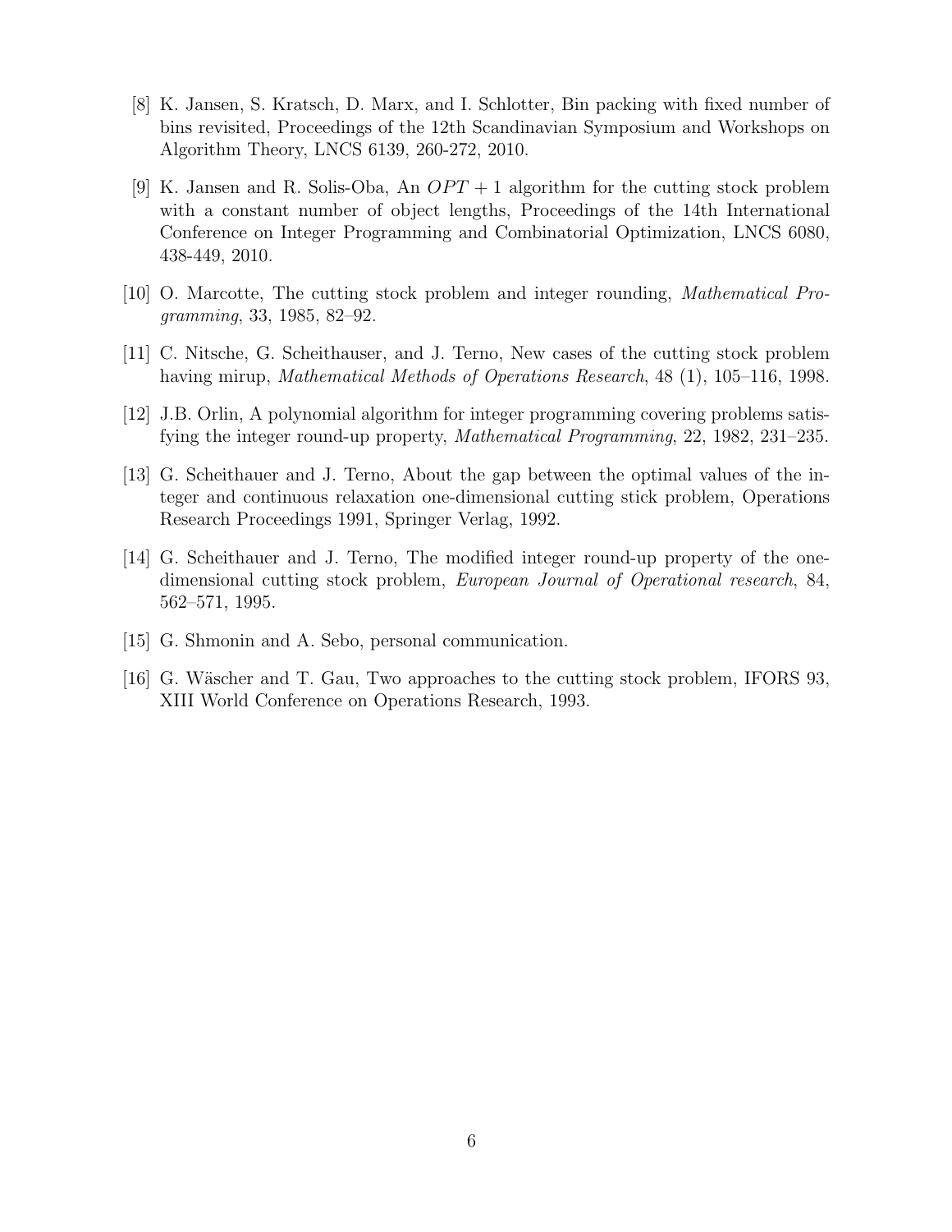[8] K. Jansen, S. Kratsch, D. Marx, and I. Schlotter, Bin packing with fixed number of bins revisited, Proceedings of the 12th Scandinavian Symposium and Workshops on Algorithm Theory, LNCS 6139, 260-272, 2010.

[9] K. Jansen and R. Solis-Oba, An $OPT + 1$ algorithm for the cutting stock problem with a constant number of object lengths, Proceedings of the 14th International Conference on Integer Programming and Combinatorial Optimization, LNCS 6080, 438-449, 2010.

[10] O. Marcotte, The cutting stock problem and integer rounding, *Mathematical Programming*, 33, 1985, 82–92.

[11] C. Nitsche, G. Scheithauser, and J. Terno, New cases of the cutting stock problem having mirup, *Mathematical Methods of Operations Research*, 48 (1), 105–116, 1998.

[12] J.B. Orlin, A polynomial algorithm for integer programming covering problems satisfying the integer round-up property, *Mathematical Programming*, 22, 1982, 231–235.

[13] G. Scheithauer and J. Terno, About the gap between the optimal values of the integer and continuous relaxation one-dimensional cutting stick problem, Operations Research Proceedings 1991, Springer Verlag, 1992.

[14] G. Scheithauer and J. Terno, The modified integer round-up property of the one-dimensional cutting stock problem, *European Journal of Operational research*, 84, 562–571, 1995.

[15] G. Shmonin and A. Sebo, personal communication.

[16] G. Wäscher and T. Gau, Two approaches to the cutting stock problem, IFORS 93, XIII World Conference on Operations Research, 1993.